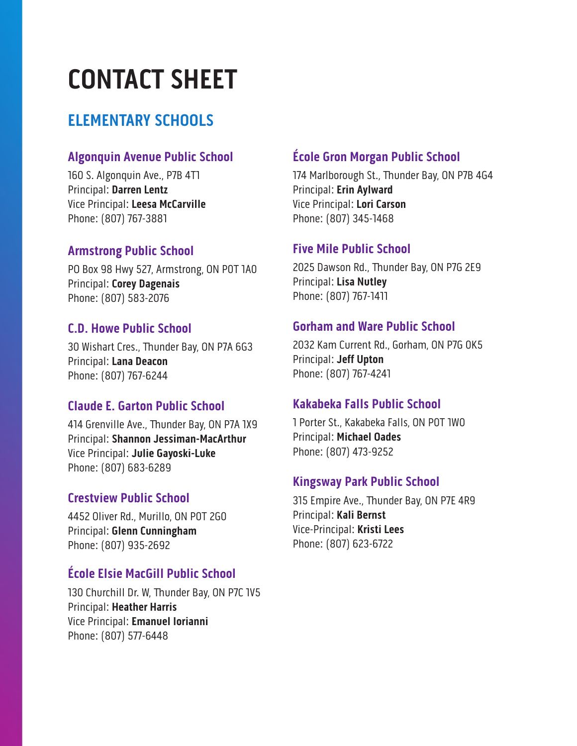# CONTACT SHEET

## ELEMENTARY SCHOOLS

### Algonquin Avenue Public School

160 S. Algonquin Ave., P7B 4T1
Principal: **Darren Lentz**
Vice Principal: **Leesa McCarville**
Phone: (807) 767-3881

### Armstrong Public School

PO Box 98 Hwy 527, Armstrong, ON P0T 1A0
Principal: **Corey Dagenais**
Phone: (807) 583-2076

### C.D. Howe Public School

30 Wishart Cres., Thunder Bay, ON P7A 6G3
Principal: **Lana Deacon**
Phone: (807) 767-6244

### Claude E. Garton Public School

414 Grenville Ave., Thunder Bay, ON P7A 1X9
Principal: **Shannon Jessiman-MacArthur**
Vice Principal: **Julie Gayoski-Luke**
Phone: (807) 683-6289

### Crestview Public School

4452 Oliver Rd., Murillo, ON P0T 2G0
Principal: **Glenn Cunningham**
Phone: (807) 935-2692

### École Elsie MacGill Public School

130 Churchill Dr. W, Thunder Bay, ON P7C 1V5
Principal: **Heather Harris**
Vice Principal: **Emanuel Iorianni**
Phone: (807) 577-6448

### École Gron Morgan Public School

174 Marlborough St., Thunder Bay, ON P7B 4G4
Principal: **Erin Aylward**
Vice Principal: **Lori Carson**
Phone: (807) 345-1468

### Five Mile Public School

2025 Dawson Rd., Thunder Bay, ON P7G 2E9
Principal: **Lisa Nutley**
Phone: (807) 767-1411

### Gorham and Ware Public School

2032 Kam Current Rd., Gorham, ON P7G 0K5
Principal: **Jeff Upton**
Phone: (807) 767-4241

### Kakabeka Falls Public School

1 Porter St., Kakabeka Falls, ON P0T 1W0
Principal: **Michael Oades**
Phone: (807) 473-9252

### Kingsway Park Public School

315 Empire Ave., Thunder Bay, ON P7E 4R9
Principal: **Kali Bernst**
Vice-Principal: **Kristi Lees**
Phone: (807) 623-6722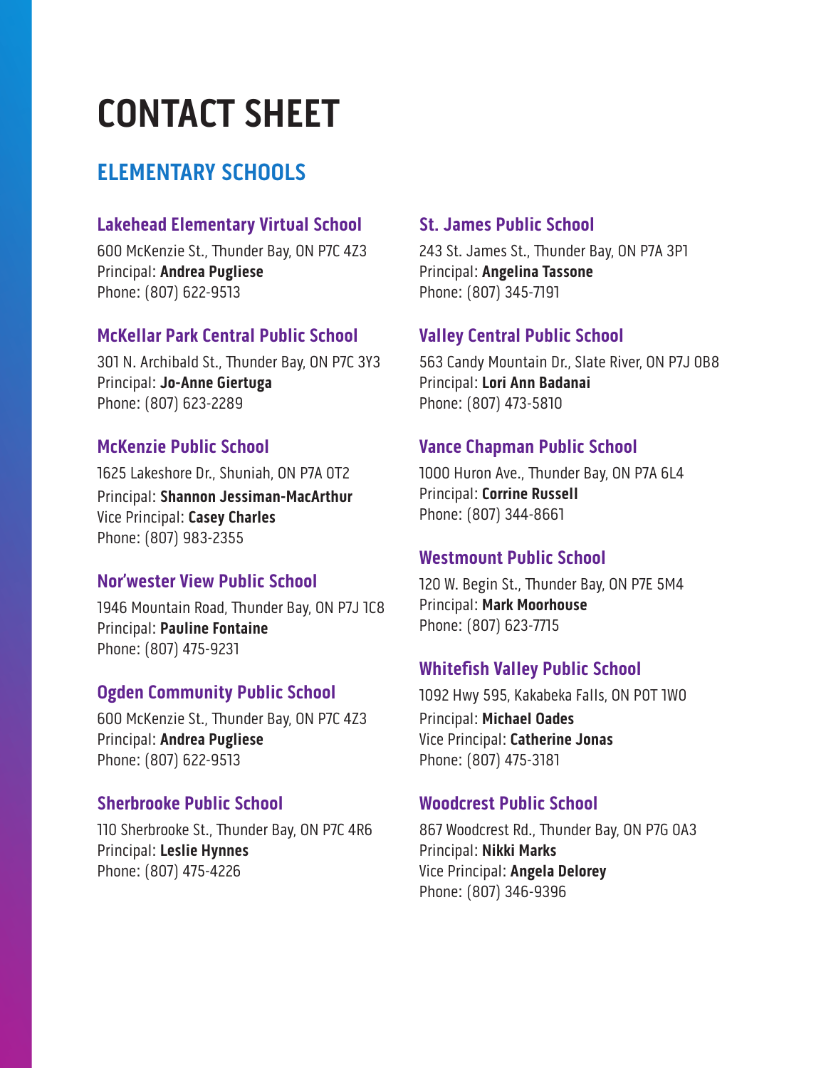# CONTACT SHEET

## ELEMENTARY SCHOOLS

### Lakehead Elementary Virtual School

600 McKenzie St., Thunder Bay, ON P7C 4Z3
Principal: **Andrea Pugliese**
Phone: (807) 622-9513

### McKellar Park Central Public School

301 N. Archibald St., Thunder Bay, ON P7C 3Y3
Principal: **Jo-Anne Giertuga**
Phone: (807) 623-2289

### McKenzie Public School

1625 Lakeshore Dr., Shuniah, ON P7A 0T2
Principal: **Shannon Jessiman-MacArthur**
Vice Principal: **Casey Charles**
Phone: (807) 983-2355

### Nor'wester View Public School

1946 Mountain Road, Thunder Bay, ON P7J 1C8
Principal: **Pauline Fontaine**
Phone: (807) 475-9231

### Ogden Community Public School

600 McKenzie St., Thunder Bay, ON P7C 4Z3
Principal: **Andrea Pugliese**
Phone: (807) 622-9513

### Sherbrooke Public School

110 Sherbrooke St., Thunder Bay, ON P7C 4R6
Principal: **Leslie Hynnes**
Phone: (807) 475-4226

### St. James Public School

243 St. James St., Thunder Bay, ON P7A 3P1
Principal: **Angelina Tassone**
Phone: (807) 345-7191

### Valley Central Public School

563 Candy Mountain Dr., Slate River, ON P7J 0B8
Principal: **Lori Ann Badanai**
Phone: (807) 473-5810

### Vance Chapman Public School

1000 Huron Ave., Thunder Bay, ON P7A 6L4
Principal: **Corrine Russell**
Phone: (807) 344-8661

### Westmount Public School

120 W. Begin St., Thunder Bay, ON P7E 5M4
Principal: **Mark Moorhouse**
Phone: (807) 623-7715

### Whitefish Valley Public School

1092 Hwy 595, Kakabeka Falls, ON P0T 1W0
Principal: **Michael Oades**
Vice Principal: **Catherine Jonas**
Phone: (807) 475-3181

### Woodcrest Public School

867 Woodcrest Rd., Thunder Bay, ON P7G 0A3
Principal: **Nikki Marks**
Vice Principal: **Angela Delorey**
Phone: (807) 346-9396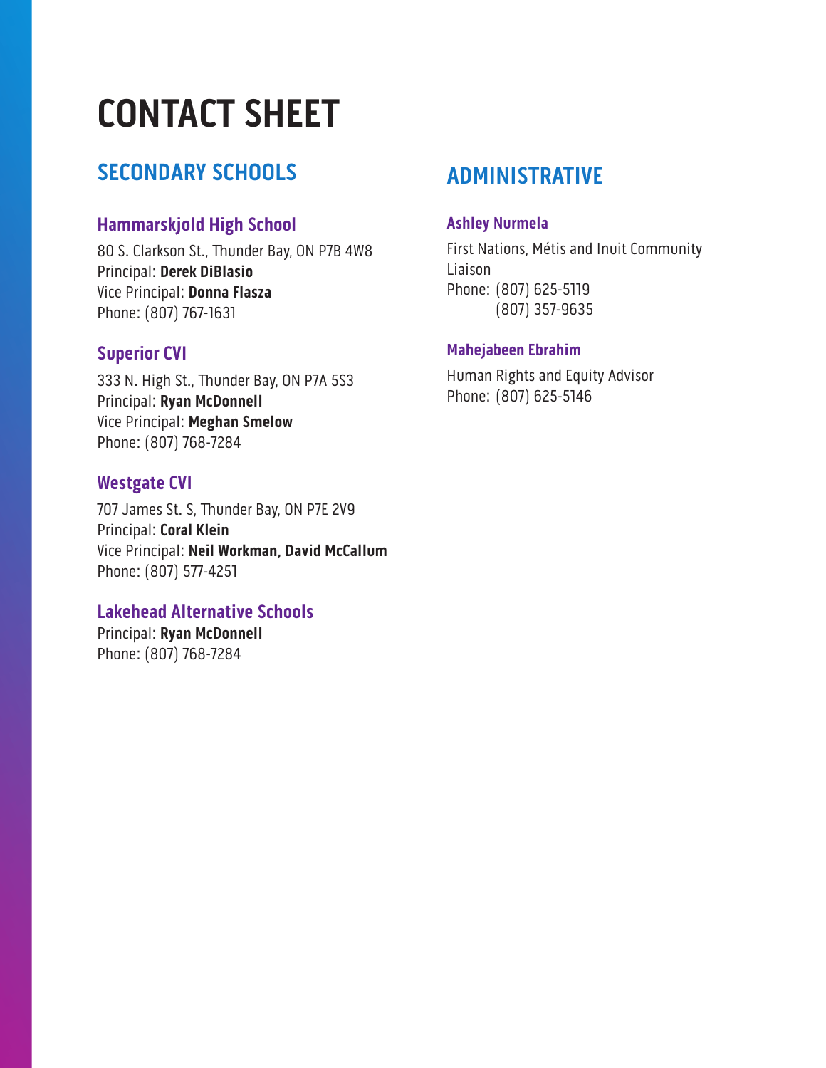# CONTACT SHEET

## SECONDARY SCHOOLS

### Hammarskjold High School

80 S. Clarkson St., Thunder Bay, ON P7B 4W8
Principal: **Derek DiBlasio**
Vice Principal: **Donna Flasza**
Phone: (807) 767-1631

### Superior CVI

333 N. High St., Thunder Bay, ON P7A 5S3
Principal: **Ryan McDonnell**
Vice Principal: **Meghan Smelow**
Phone: (807) 768-7284

### Westgate CVI

707 James St. S, Thunder Bay, ON P7E 2V9
Principal: **Coral Klein**
Vice Principal: **Neil Workman, David McCallum**
Phone: (807) 577-4251

### Lakehead Alternative Schools

Principal: **Ryan McDonnell**
Phone: (807) 768-7284

## ADMINISTRATIVE

### Ashley Nurmela

First Nations, Métis and Inuit Community Liaison
Phone: (807) 625-5119
(807) 357-9635

### Mahejabeen Ebrahim

Human Rights and Equity Advisor
Phone: (807) 625-5146